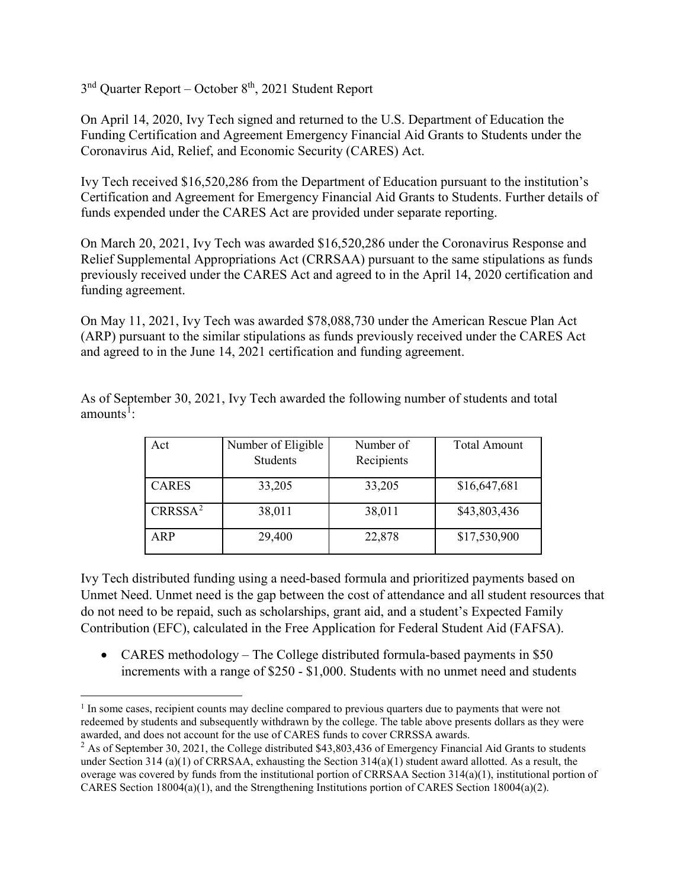3rd Quarter Report – October 8th, 2021 Student Report

On April 14, 2020, Ivy Tech signed and returned to the U.S. Department of Education the Funding Certification and Agreement Emergency Financial Aid Grants to Students under the Coronavirus Aid, Relief, and Economic Security (CARES) Act.

Ivy Tech received $16,520,286 from the Department of Education pursuant to the institution's Certification and Agreement for Emergency Financial Aid Grants to Students. Further details of funds expended under the CARES Act are provided under separate reporting.

On March 20, 2021, Ivy Tech was awarded $16,520,286 under the Coronavirus Response and Relief Supplemental Appropriations Act (CRRSAA) pursuant to the same stipulations as funds previously received under the CARES Act and agreed to in the April 14, 2020 certification and funding agreement.

On May 11, 2021, Ivy Tech was awarded $78,088,730 under the American Rescue Plan Act (ARP) pursuant to the similar stipulations as funds previously received under the CARES Act and agreed to in the June 14, 2021 certification and funding agreement.

As of September 30, 2021, Ivy Tech awarded the following number of students and total amounts[1]:

| Act | Number of Eligible Students | Number of Recipients | Total Amount |
|---|---|---|---|
| CARES | 33,205 | 33,205 | $16,647,681 |
| CRRSSA[2] | 38,011 | 38,011 | $43,803,436 |
| ARP | 29,400 | 22,878 | $17,530,900 |

Ivy Tech distributed funding using a need-based formula and prioritized payments based on Unmet Need. Unmet need is the gap between the cost of attendance and all student resources that do not need to be repaid, such as scholarships, grant aid, and a student's Expected Family Contribution (EFC), calculated in the Free Application for Federal Student Aid (FAFSA).

- CARES methodology – The College distributed formula-based payments in $50 increments with a range of $250 - $1,000. Students with no unmet need and students

[1] In some cases, recipient counts may decline compared to previous quarters due to payments that were not redeemed by students and subsequently withdrawn by the college. The table above presents dollars as they were awarded, and does not account for the use of CARES funds to cover CRRSSA awards.

[2] As of September 30, 2021, the College distributed $43,803,436 of Emergency Financial Aid Grants to students under Section 314 (a)(1) of CRRSAA, exhausting the Section 314(a)(1) student award allotted. As a result, the overage was covered by funds from the institutional portion of CRRSAA Section 314(a)(1), institutional portion of CARES Section 18004(a)(1), and the Strengthening Institutions portion of CARES Section 18004(a)(2).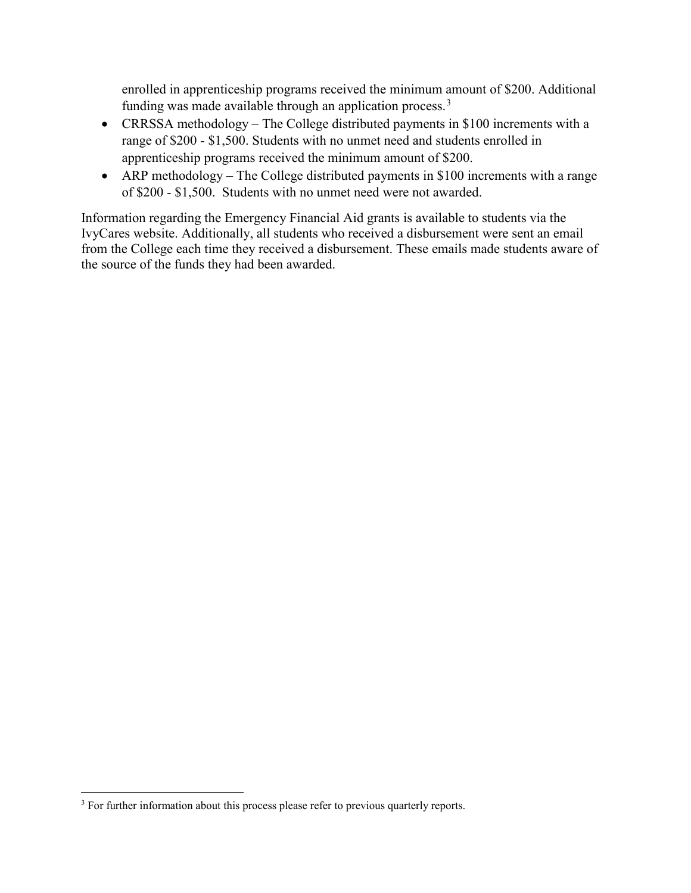enrolled in apprenticeship programs received the minimum amount of $200. Additional funding was made available through an application process.[3]

- CRRSSA methodology – The College distributed payments in $100 increments with a range of $200 - $1,500. Students with no unmet need and students enrolled in apprenticeship programs received the minimum amount of $200.
- ARP methodology – The College distributed payments in $100 increments with a range of $200 - $1,500. Students with no unmet need were not awarded.

Information regarding the Emergency Financial Aid grants is available to students via the IvyCares website. Additionally, all students who received a disbursement were sent an email from the College each time they received a disbursement. These emails made students aware of the source of the funds they had been awarded.

---

[3] For further information about this process please refer to previous quarterly reports.